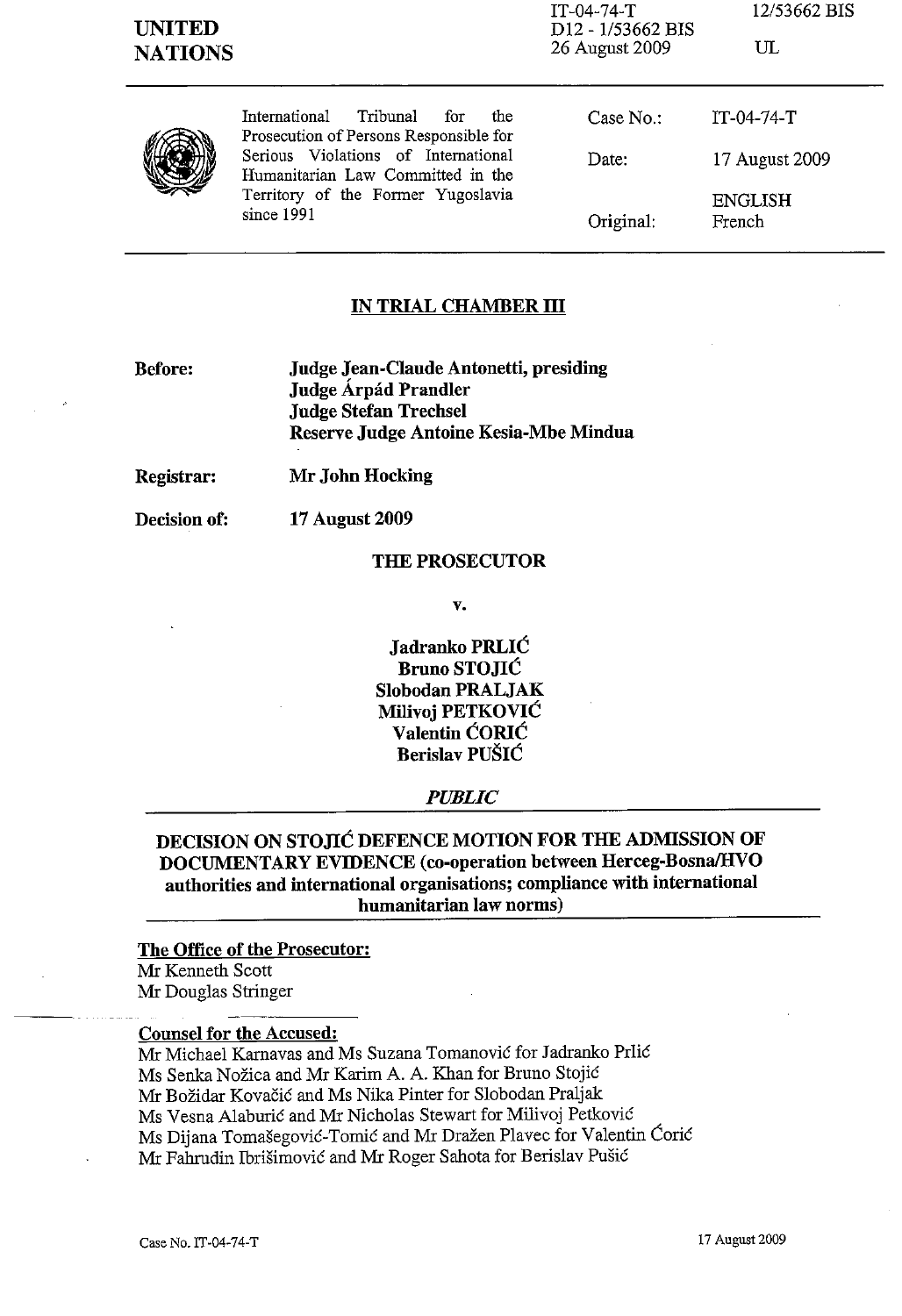**UNITED NATIONS**

IT-04-74-T
D12 - 1/53662 BIS
26 August 2009

12/53662 BIS

UL

International Tribunal for the Prosecution of Persons Responsible for Serious Violations of International Humanitarian Law Committed in the Territory of the Former Yugoslavia since 1991

| | |
|---|---|
| Case No.: | IT-04-74-T |
| Date: | 17 August 2009 |
| | ENGLISH |
| Original: | French |

## IN TRIAL CHAMBER III

**Before:** **Judge Jean-Claude Antonetti, presiding**
**Judge Árpád Prandler**
**Judge Stefan Trechsel**
**Reserve Judge Antoine Kesia-Mbe Mindua**

**Registrar:** **Mr John Hocking**

**Decision of:** **17 August 2009**

**THE PROSECUTOR**

**v.**

**Jadranko PRLIĆ**
**Bruno STOJIĆ**
**Slobodan PRALJAK**
**Milivoj PETKOVIĆ**
**Valentin ĆORIĆ**
**Berislav PUŠIĆ**

***PUBLIC***

**DECISION ON STOJIĆ DEFENCE MOTION FOR THE ADMISSION OF DOCUMENTARY EVIDENCE (co-operation between Herceg-Bosna/HVO authorities and international organisations; compliance with international humanitarian law norms)**

**The Office of the Prosecutor:**
Mr Kenneth Scott
Mr Douglas Stringer

**Counsel for the Accused:**
Mr Michael Karnavas and Ms Suzana Tomanović for Jadranko Prlić
Ms Senka Nožica and Mr Karim A. A. Khan for Bruno Stojić
Mr Božidar Kovačić and Ms Nika Pinter for Slobodan Praljak
Ms Vesna Alaburić and Mr Nicholas Stewart for Milivoj Petković
Ms Dijana Tomašegović-Tomić and Mr Dražen Plavec for Valentin Ćorić
Mr Fahrudin Ibrišimović and Mr Roger Sahota for Berislav Pušić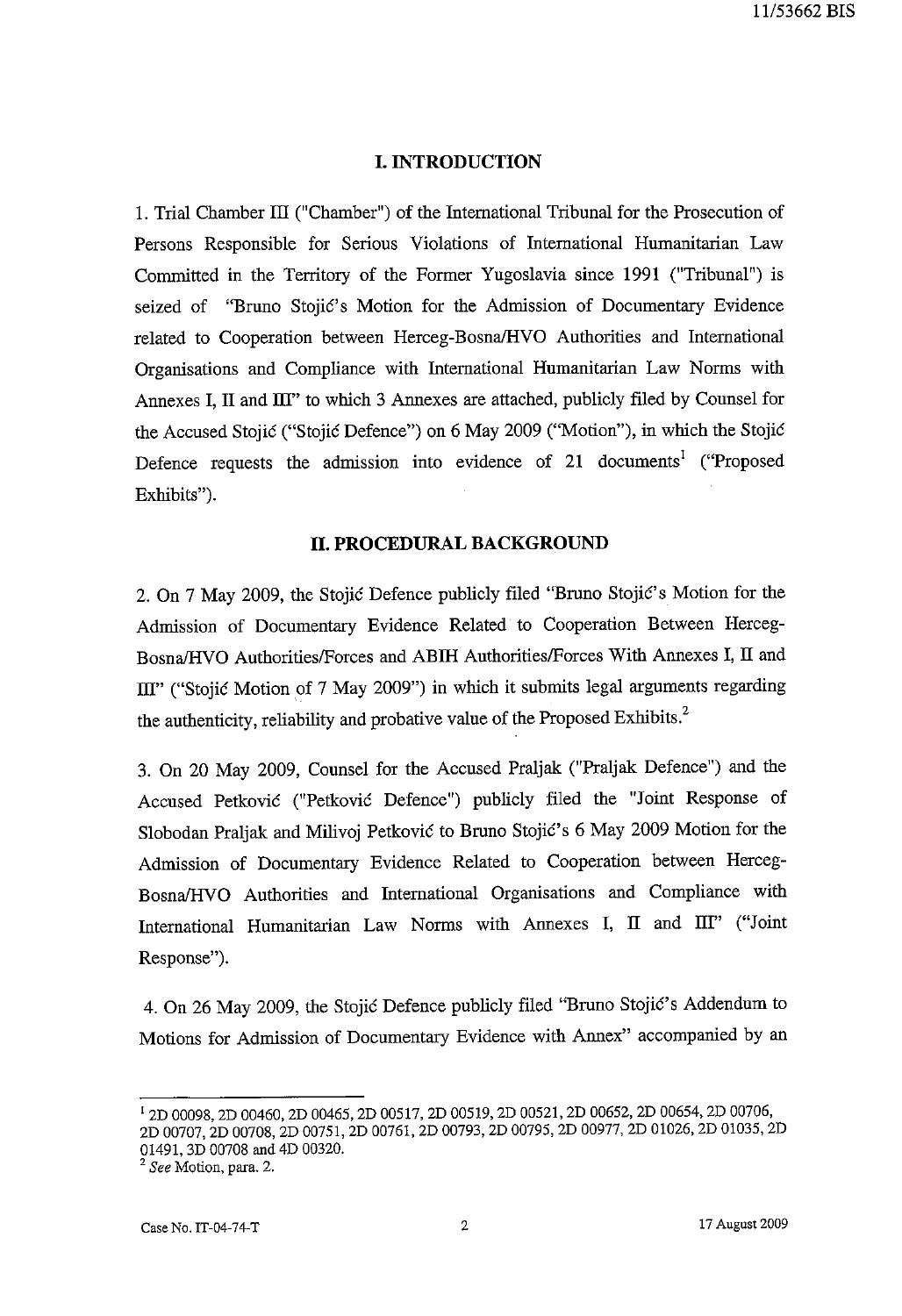## I. INTRODUCTION

1. Trial Chamber III ("Chamber") of the International Tribunal for the Prosecution of Persons Responsible for Serious Violations of International Humanitarian Law Committed in the Territory of the Former Yugoslavia since 1991 ("Tribunal") is seized of "Bruno Stojić's Motion for the Admission of Documentary Evidence related to Cooperation between Herceg-Bosna/HVO Authorities and International Organisations and Compliance with International Humanitarian Law Norms with Annexes I, II and III" to which 3 Annexes are attached, publicly filed by Counsel for the Accused Stojić ("Stojić Defence") on 6 May 2009 ("Motion"), in which the Stojić Defence requests the admission into evidence of 21 documents[1] ("Proposed Exhibits").

## II. PROCEDURAL BACKGROUND

2. On 7 May 2009, the Stojić Defence publicly filed "Bruno Stojić's Motion for the Admission of Documentary Evidence Related to Cooperation Between Herceg-Bosna/HVO Authorities/Forces and ABIH Authorities/Forces With Annexes I, II and III" ("Stojić Motion of 7 May 2009") in which it submits legal arguments regarding the authenticity, reliability and probative value of the Proposed Exhibits.[2]

3. On 20 May 2009, Counsel for the Accused Praljak ("Praljak Defence") and the Accused Petković ("Petković Defence") publicly filed the "Joint Response of Slobodan Praljak and Milivoj Petković to Bruno Stojić's 6 May 2009 Motion for the Admission of Documentary Evidence Related to Cooperation between Herceg-Bosna/HVO Authorities and International Organisations and Compliance with International Humanitarian Law Norms with Annexes I, II and III" ("Joint Response").

4. On 26 May 2009, the Stojić Defence publicly filed "Bruno Stojić's Addendum to Motions for Admission of Documentary Evidence with Annex" accompanied by an

---

[1] 2D 00098, 2D 00460, 2D 00465, 2D 00517, 2D 00519, 2D 00521, 2D 00652, 2D 00654, 2D 00706, 2D 00707, 2D 00708, 2D 00751, 2D 00761, 2D 00793, 2D 00795, 2D 00977, 2D 01026, 2D 01035, 2D 01491, 3D 00708 and 4D 00320.

[2] *See* Motion, para. 2.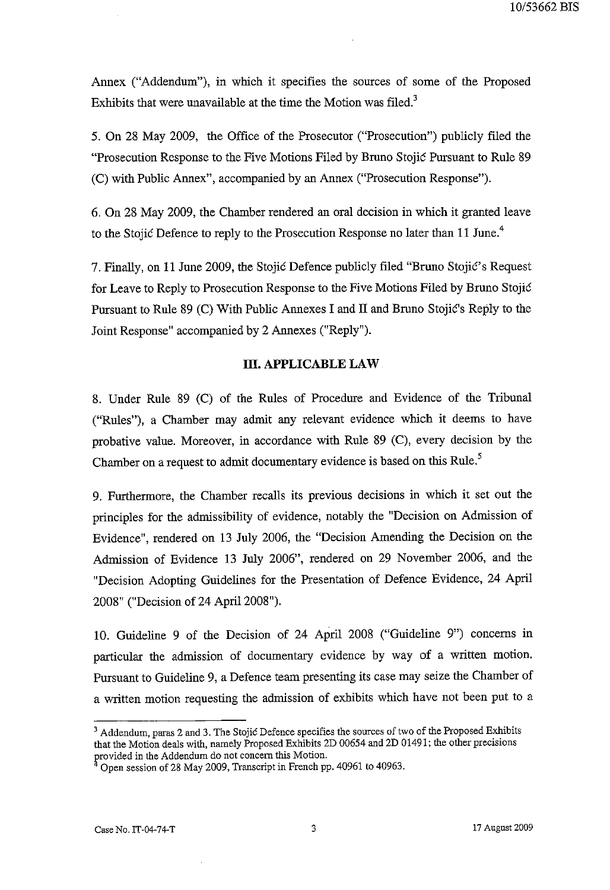Annex ("Addendum"), in which it specifies the sources of some of the Proposed Exhibits that were unavailable at the time the Motion was filed.[3]

5. On 28 May 2009, the Office of the Prosecutor ("Prosecution") publicly filed the "Prosecution Response to the Five Motions Filed by Bruno Stojić Pursuant to Rule 89 (C) with Public Annex", accompanied by an Annex ("Prosecution Response").

6. On 28 May 2009, the Chamber rendered an oral decision in which it granted leave to the Stojić Defence to reply to the Prosecution Response no later than 11 June.[4]

7. Finally, on 11 June 2009, the Stojić Defence publicly filed "Bruno Stojić's Request for Leave to Reply to Prosecution Response to the Five Motions Filed by Bruno Stojić Pursuant to Rule 89 (C) With Public Annexes I and II and Bruno Stojić's Reply to the Joint Response" accompanied by 2 Annexes ("Reply").

## III. APPLICABLE LAW

8. Under Rule 89 (C) of the Rules of Procedure and Evidence of the Tribunal ("Rules"), a Chamber may admit any relevant evidence which it deems to have probative value. Moreover, in accordance with Rule 89 (C), every decision by the Chamber on a request to admit documentary evidence is based on this Rule.[5]

9. Furthermore, the Chamber recalls its previous decisions in which it set out the principles for the admissibility of evidence, notably the "Decision on Admission of Evidence", rendered on 13 July 2006, the "Decision Amending the Decision on the Admission of Evidence 13 July 2006", rendered on 29 November 2006, and the "Decision Adopting Guidelines for the Presentation of Defence Evidence, 24 April 2008" ("Decision of 24 April 2008").

10. Guideline 9 of the Decision of 24 April 2008 ("Guideline 9") concerns in particular the admission of documentary evidence by way of a written motion. Pursuant to Guideline 9, a Defence team presenting its case may seize the Chamber of a written motion requesting the admission of exhibits which have not been put to a

---

[3] Addendum, paras 2 and 3. The Stojić Defence specifies the sources of two of the Proposed Exhibits that the Motion deals with, namely Proposed Exhibits 2D 00654 and 2D 01491; the other precisions provided in the Addendum do not concern this Motion.

[4] Open session of 28 May 2009, Transcript in French pp. 40961 to 40963.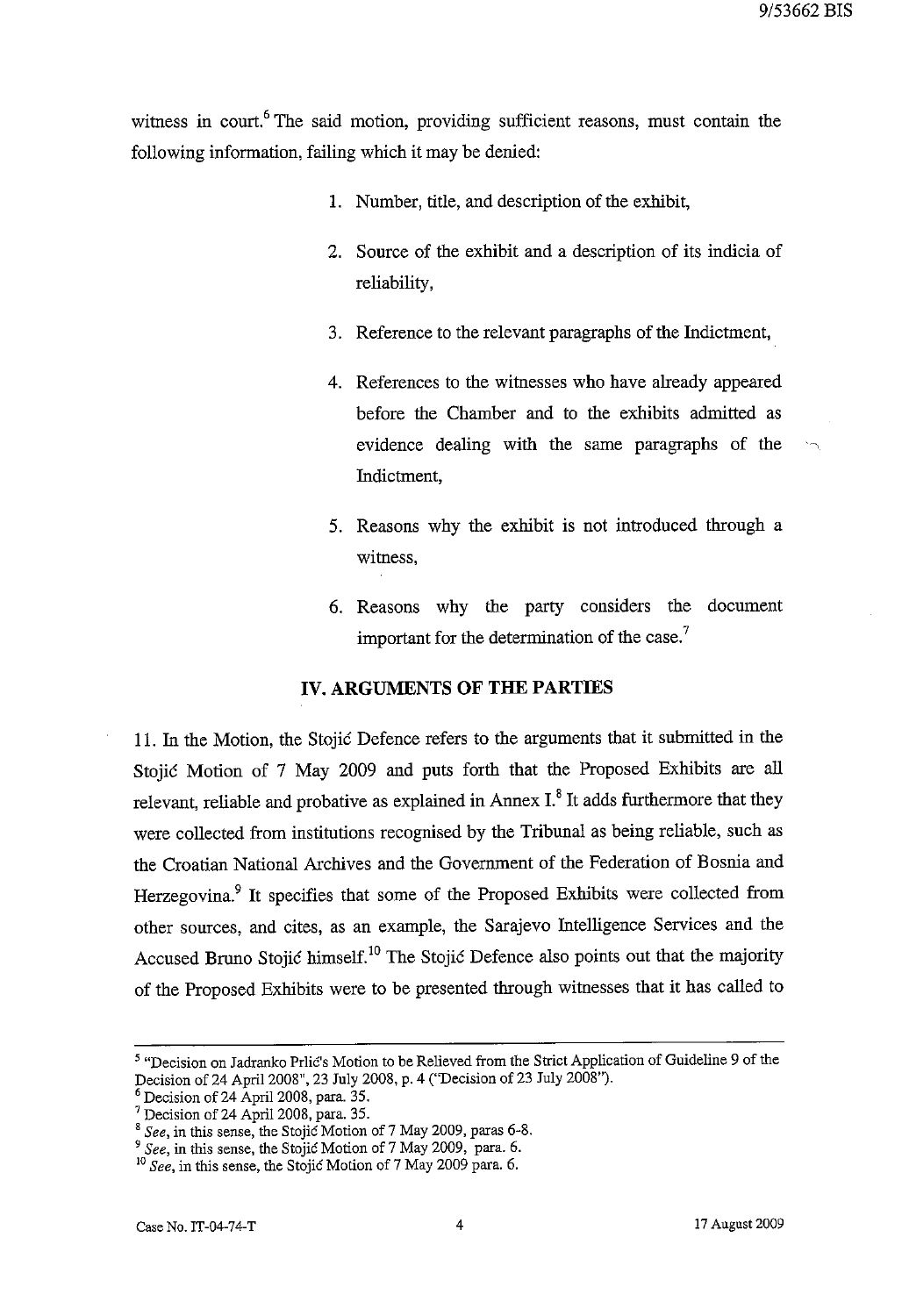witness in court.[6] The said motion, providing sufficient reasons, must contain the following information, failing which it may be denied:

1. Number, title, and description of the exhibit,
2. Source of the exhibit and a description of its indicia of reliability,
3. Reference to the relevant paragraphs of the Indictment,
4. References to the witnesses who have already appeared before the Chamber and to the exhibits admitted as evidence dealing with the same paragraphs of the Indictment,
5. Reasons why the exhibit is not introduced through a witness,
6. Reasons why the party considers the document important for the determination of the case.[7]

## IV. ARGUMENTS OF THE PARTIES

11. In the Motion, the Stojić Defence refers to the arguments that it submitted in the Stojić Motion of 7 May 2009 and puts forth that the Proposed Exhibits are all relevant, reliable and probative as explained in Annex I.[8] It adds furthermore that they were collected from institutions recognised by the Tribunal as being reliable, such as the Croatian National Archives and the Government of the Federation of Bosnia and Herzegovina.[9] It specifies that some of the Proposed Exhibits were collected from other sources, and cites, as an example, the Sarajevo Intelligence Services and the Accused Bruno Stojić himself.[10] The Stojić Defence also points out that the majority of the Proposed Exhibits were to be presented through witnesses that it has called to

---

[5] "Decision on Jadranko Prlić's Motion to be Relieved from the Strict Application of Guideline 9 of the Decision of 24 April 2008", 23 July 2008, p. 4 ("Decision of 23 July 2008").

[6] Decision of 24 April 2008, para. 35.

[7] Decision of 24 April 2008, para. 35.

[8] *See*, in this sense, the Stojić Motion of 7 May 2009, paras 6-8.

[9] *See*, in this sense, the Stojić Motion of 7 May 2009, para. 6.

[10] *See*, in this sense, the Stojić Motion of 7 May 2009 para. 6.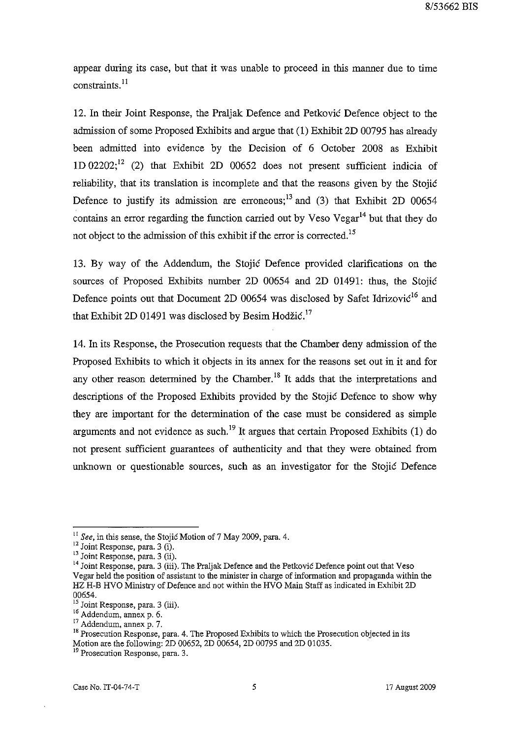appear during its case, but that it was unable to proceed in this manner due to time constraints.[11]

12. In their Joint Response, the Praljak Defence and Petković Defence object to the admission of some Proposed Exhibits and argue that (1) Exhibit 2D 00795 has already been admitted into evidence by the Decision of 6 October 2008 as Exhibit 1D 02202;[12] (2) that Exhibit 2D 00652 does not present sufficient indicia of reliability, that its translation is incomplete and that the reasons given by the Stojić Defence to justify its admission are erroneous;[13] and (3) that Exhibit 2D 00654 contains an error regarding the function carried out by Veso Vegar[14] but that they do not object to the admission of this exhibit if the error is corrected.[15]

13. By way of the Addendum, the Stojić Defence provided clarifications on the sources of Proposed Exhibits number 2D 00654 and 2D 01491: thus, the Stojić Defence points out that Document 2D 00654 was disclosed by Safet Idrizović[16] and that Exhibit 2D 01491 was disclosed by Besim Hodžić.[17]

14. In its Response, the Prosecution requests that the Chamber deny admission of the Proposed Exhibits to which it objects in its annex for the reasons set out in it and for any other reason determined by the Chamber.[18] It adds that the interpretations and descriptions of the Proposed Exhibits provided by the Stojić Defence to show why they are important for the determination of the case must be considered as simple arguments and not evidence as such.[19] It argues that certain Proposed Exhibits (1) do not present sufficient guarantees of authenticity and that they were obtained from unknown or questionable sources, such as an investigator for the Stojić Defence

---

[11] *See*, in this sense, the Stojić Motion of 7 May 2009, para. 4.

[12] Joint Response, para. 3 (i).

[13] Joint Response, para. 3 (ii).

[14] Joint Response, para. 3 (iii). The Praljak Defence and the Petković Defence point out that Veso Vegar held the position of assistant to the minister in charge of information and propaganda within the HZ H-B HVO Ministry of Defence and not within the HVO Main Staff as indicated in Exhibit 2D 00654.

[15] Joint Response, para. 3 (iii).

[16] Addendum, annex p. 6.

[17] Addendum, annex p. 7.

[18] Prosecution Response, para. 4. The Proposed Exhibits to which the Prosecution objected in its Motion are the following: 2D 00652, 2D 00654, 2D 00795 and 2D 01035.

[19] Prosecution Response, para. 3.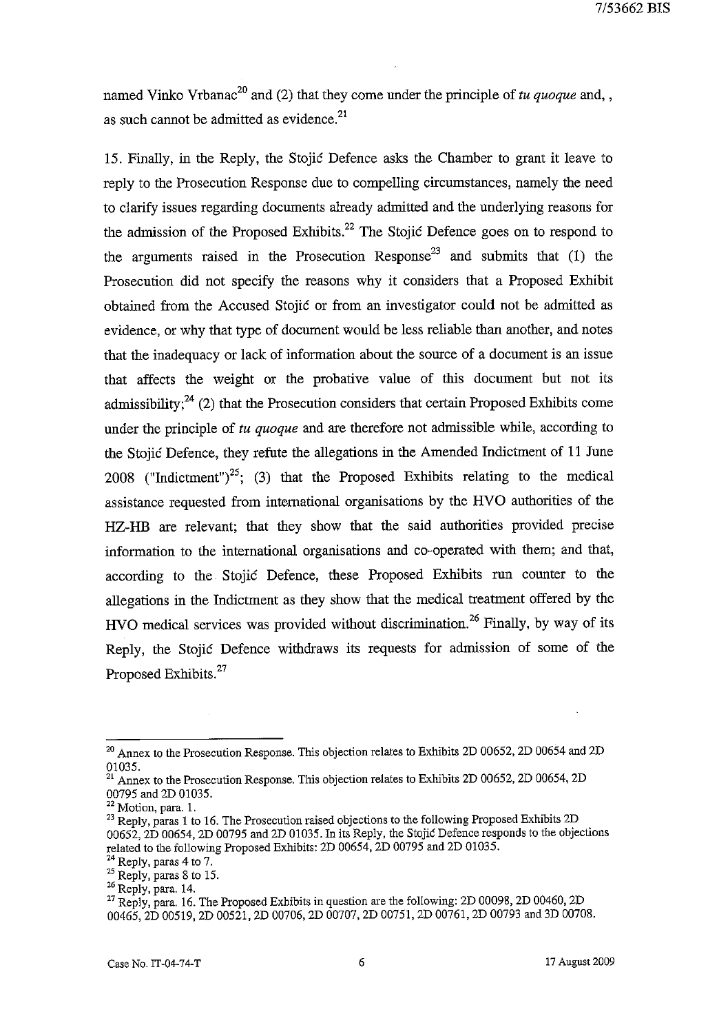named Vinko Vrbanac[20] and (2) that they come under the principle of *tu quoque* and, , as such cannot be admitted as evidence.[21]

15. Finally, in the Reply, the Stojić Defence asks the Chamber to grant it leave to reply to the Prosecution Response due to compelling circumstances, namely the need to clarify issues regarding documents already admitted and the underlying reasons for the admission of the Proposed Exhibits.[22] The Stojić Defence goes on to respond to the arguments raised in the Prosecution Response[23] and submits that (1) the Prosecution did not specify the reasons why it considers that a Proposed Exhibit obtained from the Accused Stojić or from an investigator could not be admitted as evidence, or why that type of document would be less reliable than another, and notes that the inadequacy or lack of information about the source of a document is an issue that affects the weight or the probative value of this document but not its admissibility;[24] (2) that the Prosecution considers that certain Proposed Exhibits come under the principle of *tu quoque* and are therefore not admissible while, according to the Stojić Defence, they refute the allegations in the Amended Indictment of 11 June 2008 ("Indictment")[25]; (3) that the Proposed Exhibits relating to the medical assistance requested from international organisations by the HVO authorities of the HZ-HB are relevant; that they show that the said authorities provided precise information to the international organisations and co-operated with them; and that, according to the Stojić Defence, these Proposed Exhibits run counter to the allegations in the Indictment as they show that the medical treatment offered by the HVO medical services was provided without discrimination.[26] Finally, by way of its Reply, the Stojić Defence withdraws its requests for admission of some of the Proposed Exhibits.[27]

---

[20] Annex to the Prosecution Response. This objection relates to Exhibits 2D 00652, 2D 00654 and 2D 01035.

[21] Annex to the Prosecution Response. This objection relates to Exhibits 2D 00652, 2D 00654, 2D 00795 and 2D 01035.

[22] Motion, para. 1.

[23] Reply, paras 1 to 16. The Prosecution raised objections to the following Proposed Exhibits 2D 00652, 2D 00654, 2D 00795 and 2D 01035. In its Reply, the Stojić Defence responds to the objections related to the following Proposed Exhibits: 2D 00654, 2D 00795 and 2D 01035.

[24] Reply, paras 4 to 7.

[25] Reply, paras 8 to 15.

[26] Reply, para. 14.

[27] Reply, para. 16. The Proposed Exhibits in question are the following: 2D 00098, 2D 00460, 2D 00465, 2D 00519, 2D 00521, 2D 00706, 2D 00707, 2D 00751, 2D 00761, 2D 00793 and 3D 00708.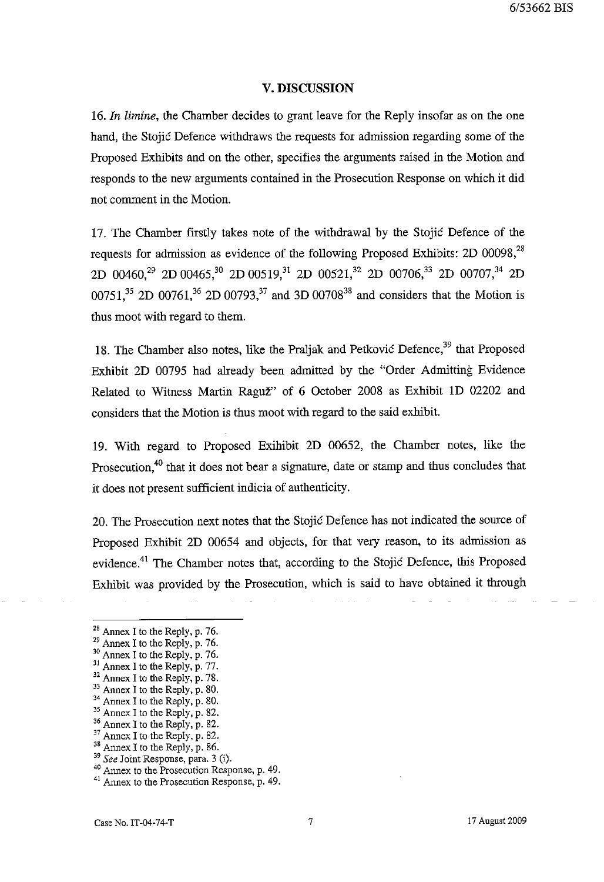## V. DISCUSSION

16. *In limine*, the Chamber decides to grant leave for the Reply insofar as on the one hand, the Stojić Defence withdraws the requests for admission regarding some of the Proposed Exhibits and on the other, specifies the arguments raised in the Motion and responds to the new arguments contained in the Prosecution Response on which it did not comment in the Motion.

17. The Chamber firstly takes note of the withdrawal by the Stojić Defence of the requests for admission as evidence of the following Proposed Exhibits: 2D 00098,[28] 2D 00460,[29] 2D 00465,[30] 2D 00519,[31] 2D 00521,[32] 2D 00706,[33] 2D 00707,[34] 2D 00751,[35] 2D 00761,[36] 2D 00793,[37] and 3D 00708[38] and considers that the Motion is thus moot with regard to them.

18. The Chamber also notes, like the Praljak and Petković Defence,[39] that Proposed Exhibit 2D 00795 had already been admitted by the "Order Admitting Evidence Related to Witness Martin Raguž" of 6 October 2008 as Exhibit 1D 02202 and considers that the Motion is thus moot with regard to the said exhibit.

19. With regard to Proposed Exihibit 2D 00652, the Chamber notes, like the Prosecution,[40] that it does not bear a signature, date or stamp and thus concludes that it does not present sufficient indicia of authenticity.

20. The Prosecution next notes that the Stojić Defence has not indicated the source of Proposed Exhibit 2D 00654 and objects, for that very reason, to its admission as evidence.[41] The Chamber notes that, according to the Stojić Defence, this Proposed Exhibit was provided by the Prosecution, which is said to have obtained it through

---

[28] Annex I to the Reply, p. 76.
[29] Annex I to the Reply, p. 76.
[30] Annex I to the Reply, p. 76.
[31] Annex I to the Reply, p. 77.
[32] Annex I to the Reply, p. 78.
[33] Annex I to the Reply, p. 80.
[34] Annex I to the Reply, p. 80.
[35] Annex I to the Reply, p. 82.
[36] Annex I to the Reply, p. 82.
[37] Annex I to the Reply, p. 82.
[38] Annex I to the Reply, p. 86.
[39] *See* Joint Response, para. 3 (i).
[40] Annex to the Prosecution Response, p. 49.
[41] Annex to the Prosecution Response, p. 49.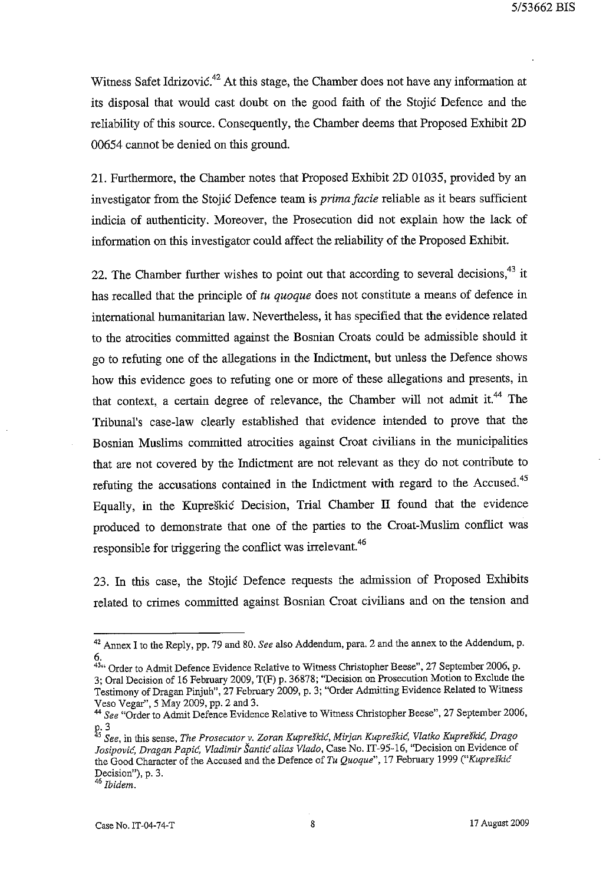Witness Safet Idrizović.[42] At this stage, the Chamber does not have any information at its disposal that would cast doubt on the good faith of the Stojić Defence and the reliability of this source. Consequently, the Chamber deems that Proposed Exhibit 2D 00654 cannot be denied on this ground.

21. Furthermore, the Chamber notes that Proposed Exhibit 2D 01035, provided by an investigator from the Stojić Defence team is *prima facie* reliable as it bears sufficient indicia of authenticity. Moreover, the Prosecution did not explain how the lack of information on this investigator could affect the reliability of the Proposed Exhibit.

22. The Chamber further wishes to point out that according to several decisions,[43] it has recalled that the principle of *tu quoque* does not constitute a means of defence in international humanitarian law. Nevertheless, it has specified that the evidence related to the atrocities committed against the Bosnian Croats could be admissible should it go to refuting one of the allegations in the Indictment, but unless the Defence shows how this evidence goes to refuting one or more of these allegations and presents, in that context, a certain degree of relevance, the Chamber will not admit it.[44] The Tribunal's case-law clearly established that evidence intended to prove that the Bosnian Muslims committed atrocities against Croat civilians in the municipalities that are not covered by the Indictment are not relevant as they do not contribute to refuting the accusations contained in the Indictment with regard to the Accused.[45] Equally, in the Kupreškić Decision, Trial Chamber II found that the evidence produced to demonstrate that one of the parties to the Croat-Muslim conflict was responsible for triggering the conflict was irrelevant.[46]

23. In this case, the Stojić Defence requests the admission of Proposed Exhibits related to crimes committed against Bosnian Croat civilians and on the tension and

---

[42] Annex I to the Reply, pp. 79 and 80. *See* also Addendum, para. 2 and the annex to the Addendum, p. 6.

[43] "Order to Admit Defence Evidence Relative to Witness Christopher Beese", 27 September 2006, p. 3; Oral Decision of 16 February 2009, T(F) p. 36878; "Decision on Prosecution Motion to Exclude the Testimony of Dragan Pinjuh", 27 February 2009, p. 3; "Order Admitting Evidence Related to Witness Veso Vegar", 5 May 2009, pp. 2 and 3.

[44] *See* "Order to Admit Defence Evidence Relative to Witness Christopher Beese", 27 September 2006, p. 3

[45] *See*, in this sense, *The Prosecutor v. Zoran Kupreškić, Mirjan Kupreškić, Vlatko Kupreškić, Drago Josipović, Dragan Papić, Vladimir Šantić alias Vlado*, Case No. IT-95-16, "Decision on Evidence of the Good Character of the Accused and the Defence of *Tu Quoque*", 17 February 1999 ("*Kupreškić* Decision"), p. 3.

[46] *Ibidem.*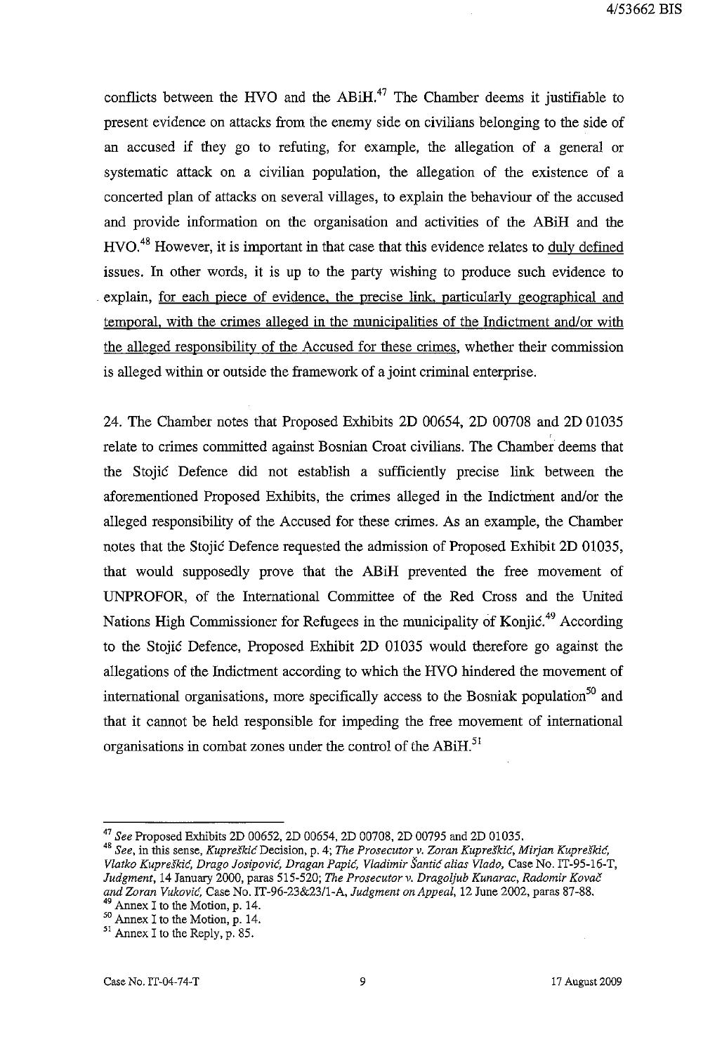conflicts between the HVO and the ABiH.[47] The Chamber deems it justifiable to present evidence on attacks from the enemy side on civilians belonging to the side of an accused if they go to refuting, for example, the allegation of a general or systematic attack on a civilian population, the allegation of the existence of a concerted plan of attacks on several villages, to explain the behaviour of the accused and provide information on the organisation and activities of the ABiH and the HVO.[48] However, it is important in that case that this evidence relates to <u>duly defined</u> issues. In other words, it is up to the party wishing to produce such evidence to explain, <u>for each piece of evidence, the precise link, particularly geographical and temporal, with the crimes alleged in the municipalities of the Indictment and/or with the alleged responsibility of the Accused for these crimes</u>, whether their commission is alleged within or outside the framework of a joint criminal enterprise.

24. The Chamber notes that Proposed Exhibits 2D 00654, 2D 00708 and 2D 01035 relate to crimes committed against Bosnian Croat civilians. The Chamber deems that the Stojić Defence did not establish a sufficiently precise link between the aforementioned Proposed Exhibits, the crimes alleged in the Indictment and/or the alleged responsibility of the Accused for these crimes. As an example, the Chamber notes that the Stojić Defence requested the admission of Proposed Exhibit 2D 01035, that would supposedly prove that the ABiH prevented the free movement of UNPROFOR, of the International Committee of the Red Cross and the United Nations High Commissioner for Refugees in the municipality of Konjić.[49] According to the Stojić Defence, Proposed Exhibit 2D 01035 would therefore go against the allegations of the Indictment according to which the HVO hindered the movement of international organisations, more specifically access to the Bosniak population[50] and that it cannot be held responsible for impeding the free movement of international organisations in combat zones under the control of the ABiH.[51]

---

[47] *See* Proposed Exhibits 2D 00652, 2D 00654, 2D 00708, 2D 00795 and 2D 01035.

[48] *See*, in this sense, *Kupreškić* Decision, p. 4; *The Prosecutor v. Zoran Kupreškić, Mirjan Kupreškić, Vlatko Kupreškić, Drago Josipović, Dragan Papić, Vladimir Šantić alias Vlado*, Case No. IT-95-16-T, *Judgment*, 14 January 2000, paras 515-520; *The Prosecutor v. Dragoljub Kunarac, Radomir Kovač and Zoran Vuković*, Case No. IT-96-23&23/1-A, *Judgment on Appeal*, 12 June 2002, paras 87-88.

[49] Annex I to the Motion, p. 14.

[50] Annex I to the Motion, p. 14.

[51] Annex I to the Reply, p. 85.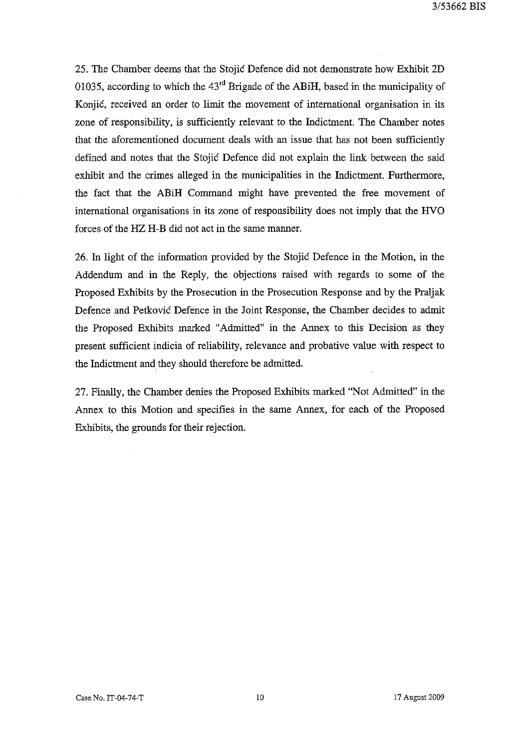25. The Chamber deems that the Stojić Defence did not demonstrate how Exhibit 2D 01035, according to which the 43rd Brigade of the ABiH, based in the municipality of Konjić, received an order to limit the movement of international organisation in its zone of responsibility, is sufficiently relevant to the Indictment. The Chamber notes that the aforementioned document deals with an issue that has not been sufficiently defined and notes that the Stojić Defence did not explain the link between the said exhibit and the crimes alleged in the municipalities in the Indictment. Furthermore, the fact that the ABiH Command might have prevented the free movement of international organisations in its zone of responsibility does not imply that the HVO forces of the HZ H-B did not act in the same manner.

26. In light of the information provided by the Stojić Defence in the Motion, in the Addendum and in the Reply, the objections raised with regards to some of the Proposed Exhibits by the Prosecution in the Prosecution Response and by the Praljak Defence and Petković Defence in the Joint Response, the Chamber decides to admit the Proposed Exhibits marked "Admitted" in the Annex to this Decision as they present sufficient indicia of reliability, relevance and probative value with respect to the Indictment and they should therefore be admitted.

27. Finally, the Chamber denies the Proposed Exhibits marked "Not Admitted" in the Annex to this Motion and specifies in the same Annex, for each of the Proposed Exhibits, the grounds for their rejection.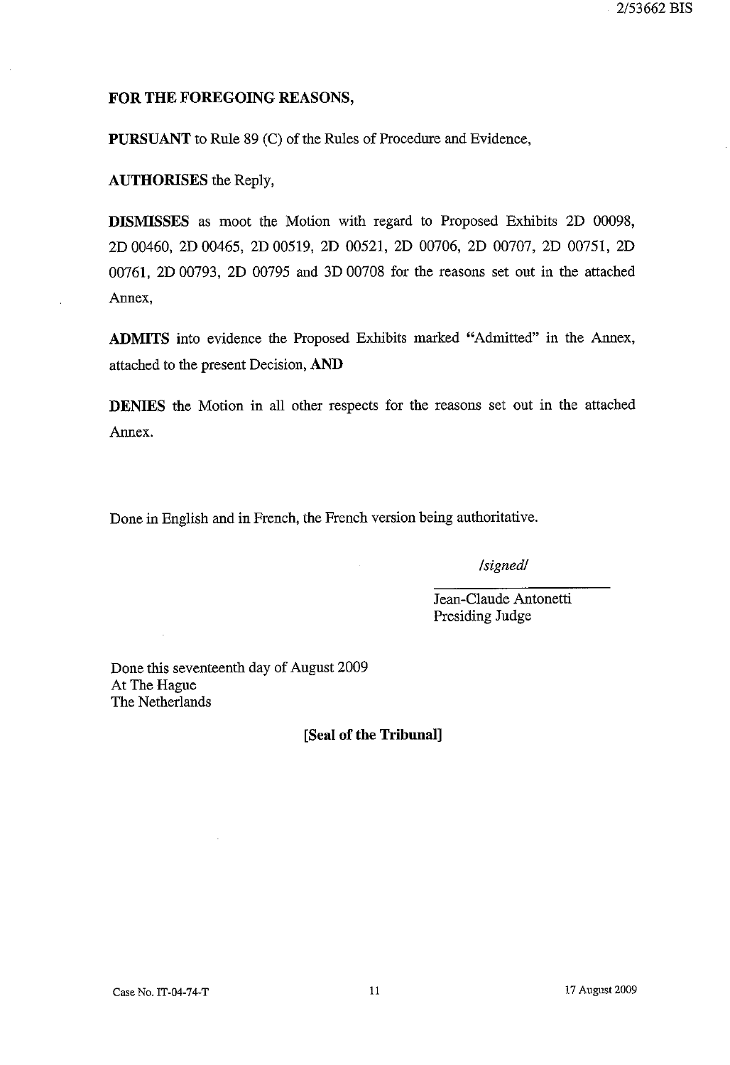**FOR THE FOREGOING REASONS,**

**PURSUANT** to Rule 89 (C) of the Rules of Procedure and Evidence,

**AUTHORISES** the Reply,

**DISMISSES** as moot the Motion with regard to Proposed Exhibits 2D 00098, 2D 00460, 2D 00465, 2D 00519, 2D 00521, 2D 00706, 2D 00707, 2D 00751, 2D 00761, 2D 00793, 2D 00795 and 3D 00708 for the reasons set out in the attached Annex,

**ADMITS** into evidence the Proposed Exhibits marked "Admitted" in the Annex, attached to the present Decision, **AND**

**DENIES** the Motion in all other respects for the reasons set out in the attached Annex.

Done in English and in French, the French version being authoritative.

*/signed/*

Jean-Claude Antonetti
Presiding Judge

Done this seventeenth day of August 2009
At The Hague
The Netherlands

**[Seal of the Tribunal]**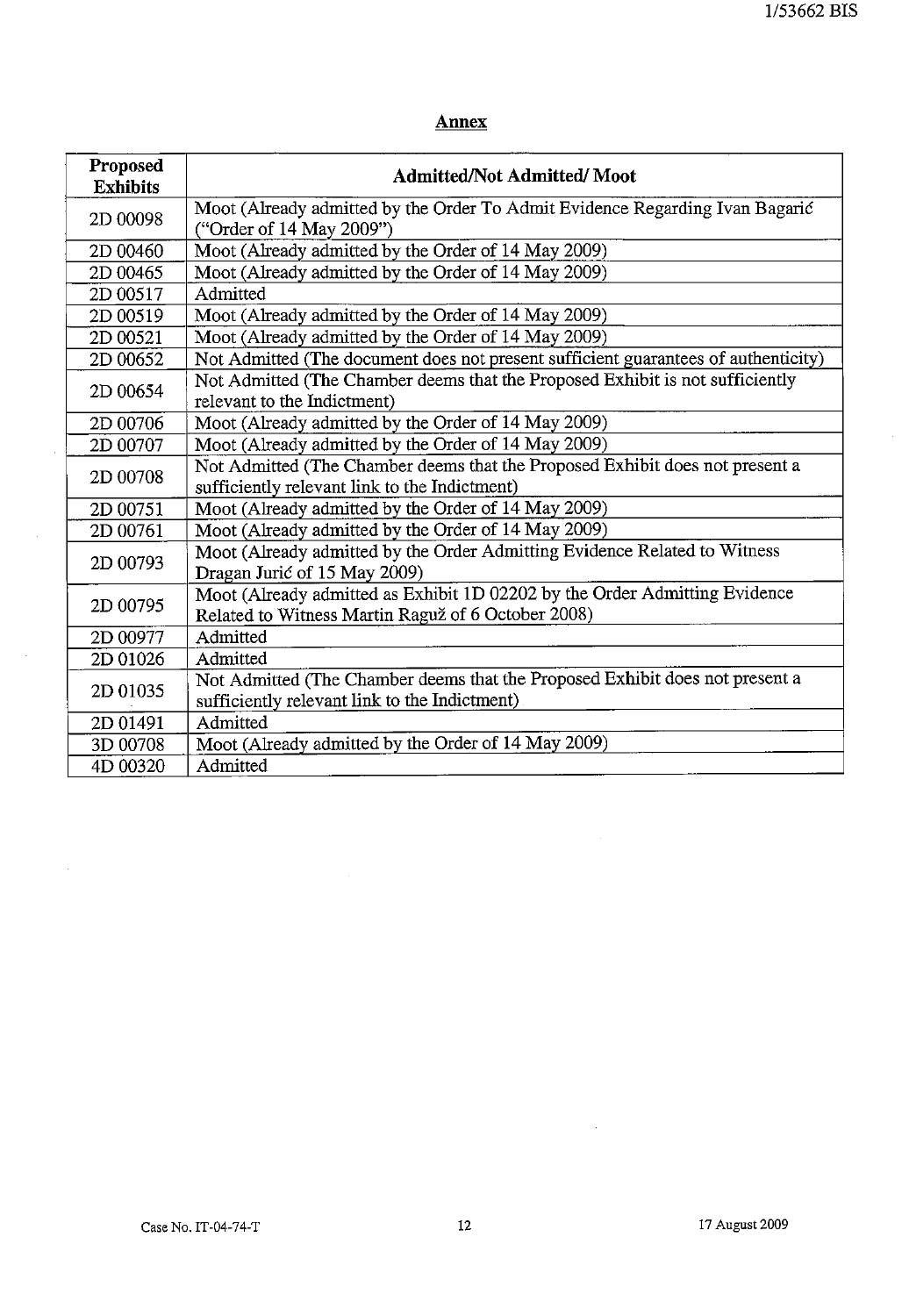## Annex

| Proposed Exhibits | Admitted/Not Admitted/ Moot |
|---|---|
| 2D 00098 | Moot (Already admitted by the Order To Admit Evidence Regarding Ivan Bagarić ("Order of 14 May 2009") |
| 2D 00460 | Moot (Already admitted by the Order of 14 May 2009) |
| 2D 00465 | Moot (Already admitted by the Order of 14 May 2009) |
| 2D 00517 | Admitted |
| 2D 00519 | Moot (Already admitted by the Order of 14 May 2009) |
| 2D 00521 | Moot (Already admitted by the Order of 14 May 2009) |
| 2D 00652 | Not Admitted (The document does not present sufficient guarantees of authenticity) |
| 2D 00654 | Not Admitted (The Chamber deems that the Proposed Exhibit is not sufficiently relevant to the Indictment) |
| 2D 00706 | Moot (Already admitted by the Order of 14 May 2009) |
| 2D 00707 | Moot (Already admitted by the Order of 14 May 2009) |
| 2D 00708 | Not Admitted (The Chamber deems that the Proposed Exhibit does not present a sufficiently relevant link to the Indictment) |
| 2D 00751 | Moot (Already admitted by the Order of 14 May 2009) |
| 2D 00761 | Moot (Already admitted by the Order of 14 May 2009) |
| 2D 00793 | Moot (Already admitted by the Order Admitting Evidence Related to Witness Dragan Jurić of 15 May 2009) |
| 2D 00795 | Moot (Already admitted as Exhibit 1D 02202 by the Order Admitting Evidence Related to Witness Martin Raguž of 6 October 2008) |
| 2D 00977 | Admitted |
| 2D 01026 | Admitted |
| 2D 01035 | Not Admitted (The Chamber deems that the Proposed Exhibit does not present a sufficiently relevant link to the Indictment) |
| 2D 01491 | Admitted |
| 3D 00708 | Moot (Already admitted by the Order of 14 May 2009) |
| 4D 00320 | Admitted |